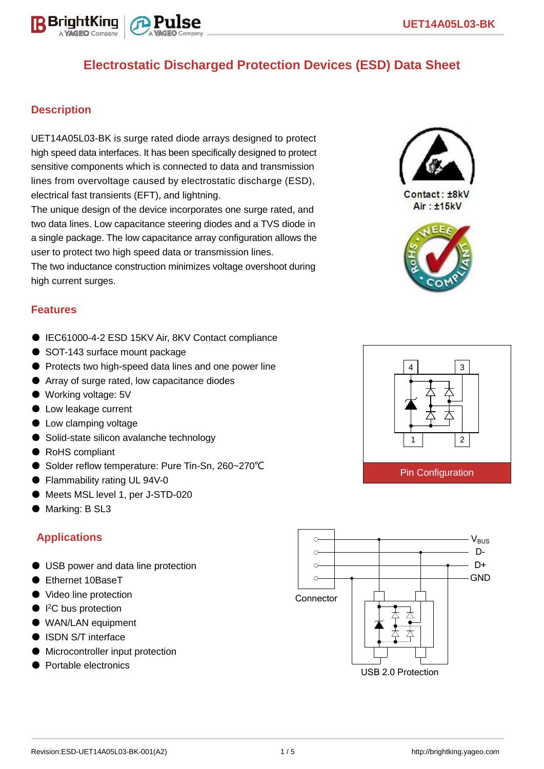# Electrostatic Discharged Protection Devices (ESD) Data Sheet

## Description

UET14A05L03-BK is surge rated diode arrays designed to protect high speed data interfaces. It has been specifically designed to protect sensitive components which is connected to data and transmission lines from overvoltage caused by electrostatic discharge (ESD), electrical fast transients (EFT), and lightning.

The unique design of the device incorporates one surge rated, and two data lines. Low capacitance steering diodes and a TVS diode in a single package. The low capacitance array configuration allows the user to protect two high speed data or transmission lines.

The two inductance construction minimizes voltage overshoot during high current surges.

Contact: ±8kV
Air : ±15kV

## Features

- IEC61000-4-2 ESD 15KV Air, 8KV Contact compliance
- SOT-143 surface mount package
- Protects two high-speed data lines and one power line
- Array of surge rated, low capacitance diodes
- Working voltage: 5V
- Low leakage current
- Low clamping voltage
- Solid-state silicon avalanche technology
- RoHS compliant
- Solder reflow temperature: Pure Tin-Sn, 260~270℃
- Flammability rating UL 94V-0
- Meets MSL level 1, per J-STD-020
- Marking: B SL3

Pin Configuration

## Applications

- USB power and data line protection
- Ethernet 10BaseT
- Video line protection
- I²C bus protection
- WAN/LAN equipment
- ISDN S/T interface
- Microcontroller input protection
- Portable electronics

$V_{BUS}$, D-, D+, GND, Connector

USB 2.0 Protection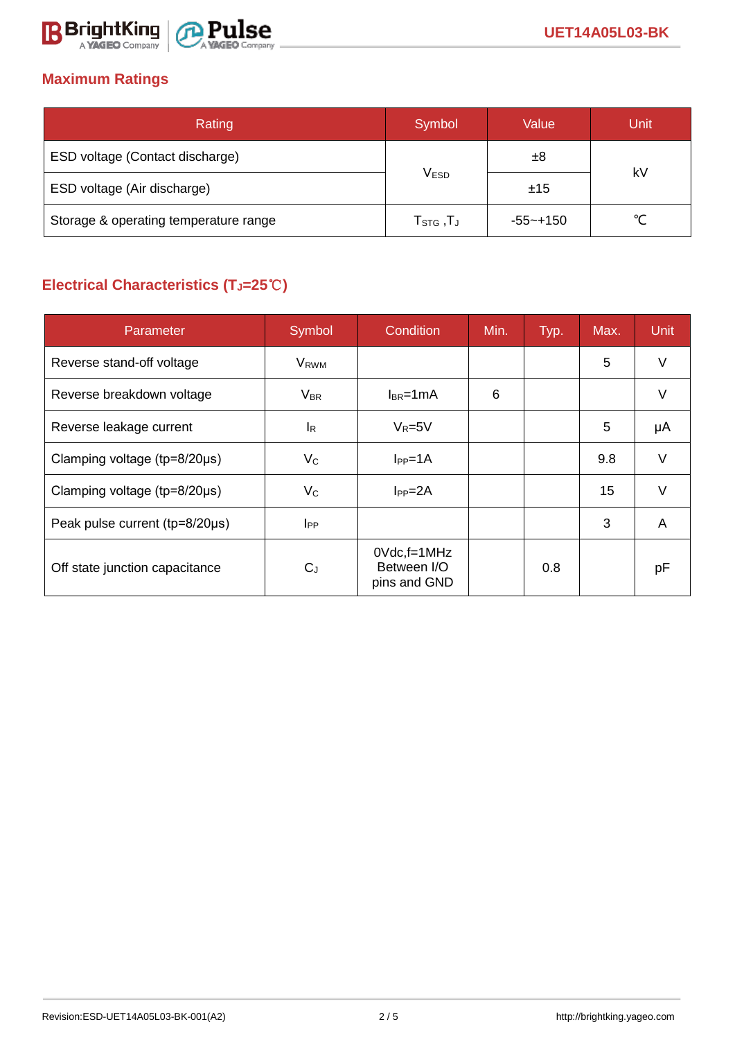## Maximum Ratings

| Rating | Symbol | Value | Unit |
|---|---|---|---|
| ESD voltage (Contact discharge) | $V_{ESD}$ | ±8 | kV |
| ESD voltage (Air discharge) | | ±15 | |
| Storage & operating temperature range | $T_{STG}$ ,$T_J$ | -55~+150 | ℃ |

## Electrical Characteristics ($T_J$=25℃)

| Parameter | Symbol | Condition | Min. | Typ. | Max. | Unit |
|---|---|---|---|---|---|---|
| Reverse stand-off voltage | $V_{RWM}$ | | | | 5 | V |
| Reverse breakdown voltage | $V_{BR}$ | $I_{BR}$=1mA | 6 | | | V |
| Reverse leakage current | $I_R$ | $V_R$=5V | | | 5 | μA |
| Clamping voltage (tp=8/20μs) | $V_C$ | $I_{PP}$=1A | | | 9.8 | V |
| Clamping voltage (tp=8/20μs) | $V_C$ | $I_{PP}$=2A | | | 15 | V |
| Peak pulse current (tp=8/20μs) | $I_{PP}$ | | | | 3 | A |
| Off state junction capacitance | $C_J$ | 0Vdc,f=1MHz Between I/O pins and GND | | 0.8 | | pF |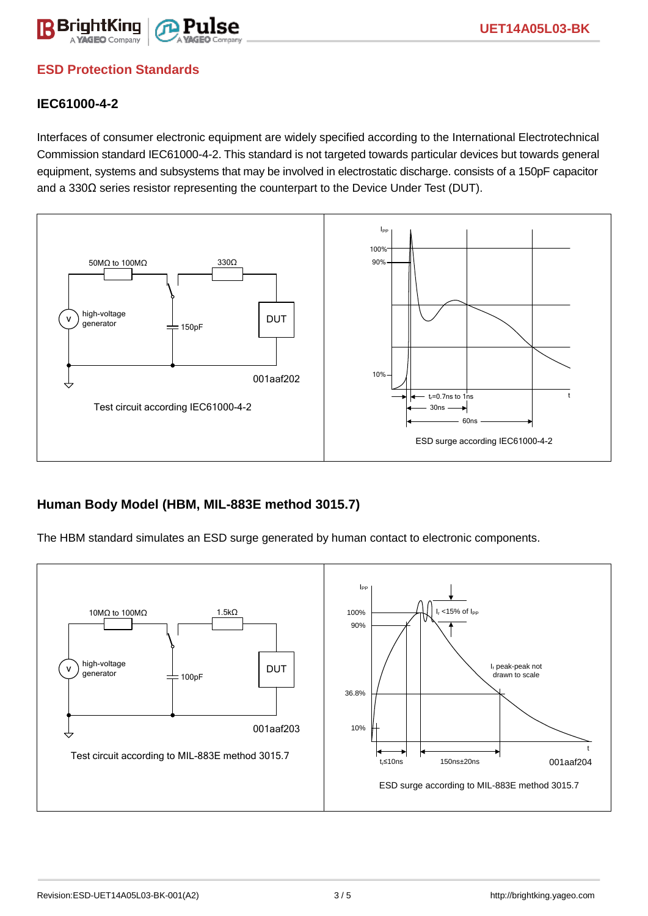## ESD Protection Standards

### IEC61000-4-2

Interfaces of consumer electronic equipment are widely specified according to the International Electrotechnical Commission standard IEC61000-4-2. This standard is not targeted towards particular devices but towards general equipment, systems and subsystems that may be involved in electrostatic discharge. consists of a 150pF capacitor and a 330Ω series resistor representing the counterpart to the Device Under Test (DUT).

Test circuit according IEC61000-4-2

ESD surge according IEC61000-4-2

### Human Body Model (HBM, MIL-883E method 3015.7)

The HBM standard simulates an ESD surge generated by human contact to electronic components.

Test circuit according to MIL-883E method 3015.7

ESD surge according to MIL-883E method 3015.7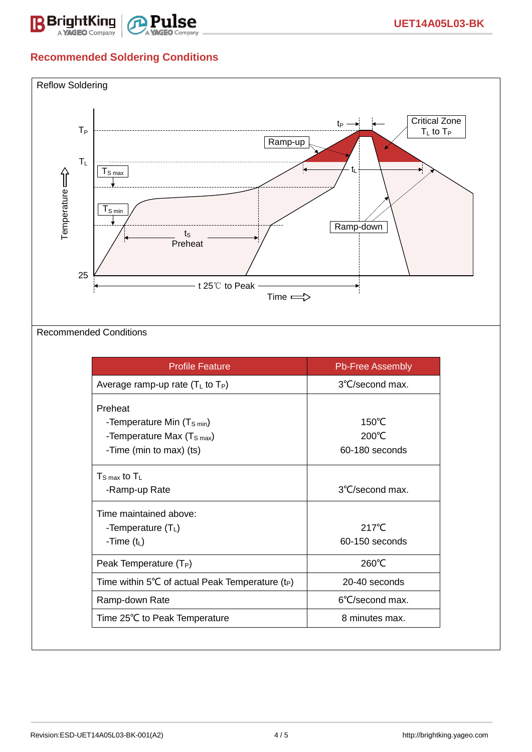## Recommended Soldering Conditions

Reflow Soldering

Recommended Conditions

| Profile Feature | Pb-Free Assembly |
|---|---|
| Average ramp-up rate ($T_L$ to $T_P$) | 3℃/second max. |
| Preheat<br>-Temperature Min ($T_{S\ min}$)<br>-Temperature Max ($T_{S\ max}$)<br>-Time (min to max) (ts) | 150℃<br>200℃<br>60-180 seconds |
| $T_{S\ max}$ to $T_L$<br>-Ramp-up Rate | 3℃/second max. |
| Time maintained above:<br>-Temperature ($T_L$)<br>-Time ($t_L$) | 217℃<br>60-150 seconds |
| Peak Temperature ($T_P$) | 260℃ |
| Time within 5℃ of actual Peak Temperature ($t_P$) | 20-40 seconds |
| Ramp-down Rate | 6℃/second max. |
| Time 25℃ to Peak Temperature | 8 minutes max. |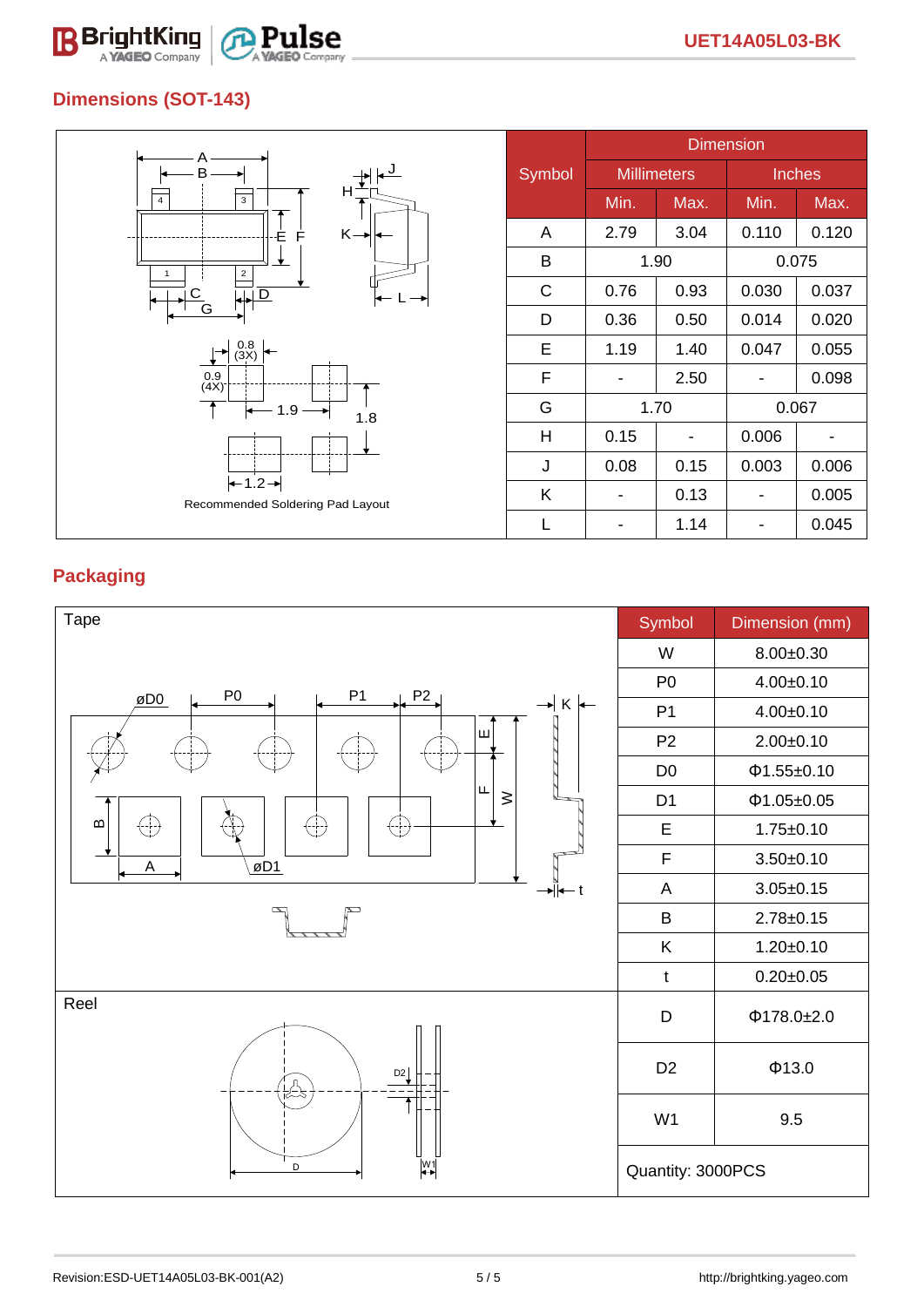## Dimensions (SOT-143)

A
B
J
H
4
3
K
E F
1
2
C
G
D
L

0.8
(3X)
0.9
(4X)
1.9
1.8
1.2
Recommended Soldering Pad Layout

| Symbol | Dimension | | | |
|---|---|---|---|---|
| | Millimeters | | Inches | |
| | Min. | Max. | Min. | Max. |
| A | 2.79 | 3.04 | 0.110 | 0.120 |
| B | 1.90 | | 0.075 | |
| C | 0.76 | 0.93 | 0.030 | 0.037 |
| D | 0.36 | 0.50 | 0.014 | 0.020 |
| E | 1.19 | 1.40 | 0.047 | 0.055 |
| F | - | 2.50 | - | 0.098 |
| G | 1.70 | | 0.067 | |
| H | 0.15 | - | 0.006 | - |
| J | 0.08 | 0.15 | 0.003 | 0.006 |
| K | - | 0.13 | - | 0.005 |
| L | - | 1.14 | - | 0.045 |

## Packaging

Tape

øD0
P0
P1
P2
K
E
F
W
B
A
øD1
t

| Symbol | Dimension (mm) |
|---|---|
| W | 8.00±0.30 |
| P0 | 4.00±0.10 |
| P1 | 4.00±0.10 |
| P2 | 2.00±0.10 |
| D0 | Φ1.55±0.10 |
| D1 | Φ1.05±0.05 |
| E | 1.75±0.10 |
| F | 3.50±0.10 |
| A | 3.05±0.15 |
| B | 2.78±0.15 |
| K | 1.20±0.10 |
| t | 0.20±0.05 |

Reel

D2
D
W1

| Symbol | Dimension (mm) |
|---|---|
| D | Φ178.0±2.0 |
| D2 | Φ13.0 |
| W1 | 9.5 |
| Quantity: 3000PCS | |

Revision:ESD-UET14A05L03-BK-001(A2)

http://brightking.yageo.com